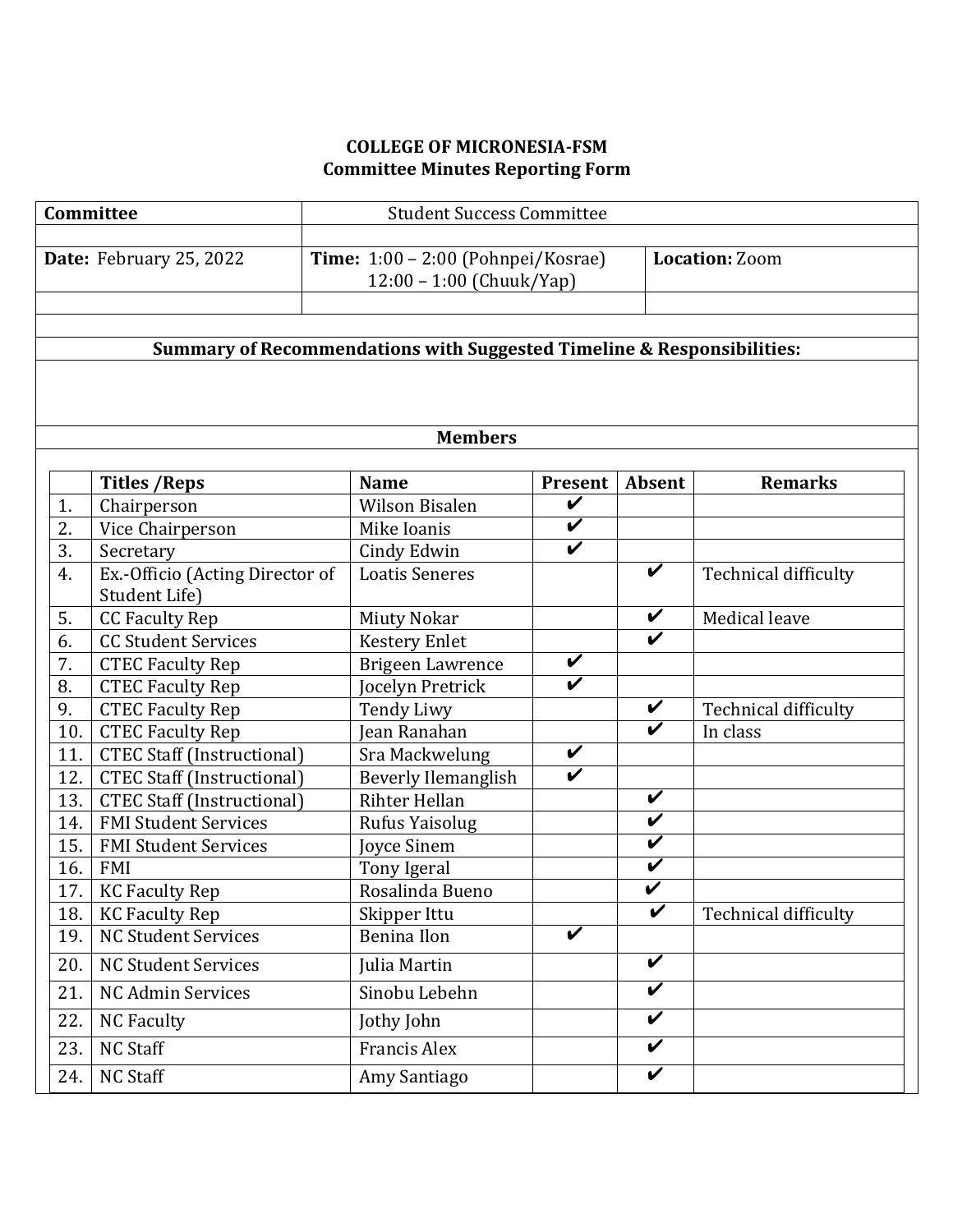**COLLEGE OF MICRONESIA-FSM**
**Committee Minutes Reporting Form**

| **Committee** | Student Success Committee | |
|---|---|---|
| | | |
| **Date:** February 25, 2022 | **Time:** 1:00 – 2:00 (Pohnpei/Kosrae) 12:00 – 1:00 (Chuuk/Yap) | **Location:** Zoom |

**Summary of Recommendations with Suggested Timeline & Responsibilities:**

**Members**

| | Titles /Reps | Name | Present | Absent | Remarks |
|---|---|---|---|---|---|
| 1. | Chairperson | Wilson Bisalen | ✔ | | |
| 2. | Vice Chairperson | Mike Ioanis | ✔ | | |
| 3. | Secretary | Cindy Edwin | ✔ | | |
| 4. | Ex.-Officio (Acting Director of Student Life) | Loatis Seneres | | ✔ | Technical difficulty |
| 5. | CC Faculty Rep | Miuty Nokar | | ✔ | Medical leave |
| 6. | CC Student Services | Kestery Enlet | | ✔ | |
| 7. | CTEC Faculty Rep | Brigeen Lawrence | ✔ | | |
| 8. | CTEC Faculty Rep | Jocelyn Pretrick | ✔ | | |
| 9. | CTEC Faculty Rep | Tendy Liwy | | ✔ | Technical difficulty |
| 10. | CTEC Faculty Rep | Jean Ranahan | | ✔ | In class |
| 11. | CTEC Staff (Instructional) | Sra Mackwelung | ✔ | | |
| 12. | CTEC Staff (Instructional) | Beverly Ilemanglish | ✔ | | |
| 13. | CTEC Staff (Instructional) | Rihter Hellan | | ✔ | |
| 14. | FMI Student Services | Rufus Yaisolug | | ✔ | |
| 15. | FMI Student Services | Joyce Sinem | | ✔ | |
| 16. | FMI | Tony Igeral | | ✔ | |
| 17. | KC Faculty Rep | Rosalinda Bueno | | ✔ | |
| 18. | KC Faculty Rep | Skipper Ittu | | ✔ | Technical difficulty |
| 19. | NC Student Services | Benina Ilon | ✔ | | |
| 20. | NC Student Services | Julia Martin | | ✔ | |
| 21. | NC Admin Services | Sinobu Lebehn | | ✔ | |
| 22. | NC Faculty | Jothy John | | ✔ | |
| 23. | NC Staff | Francis Alex | | ✔ | |
| 24. | NC Staff | Amy Santiago | | ✔ | |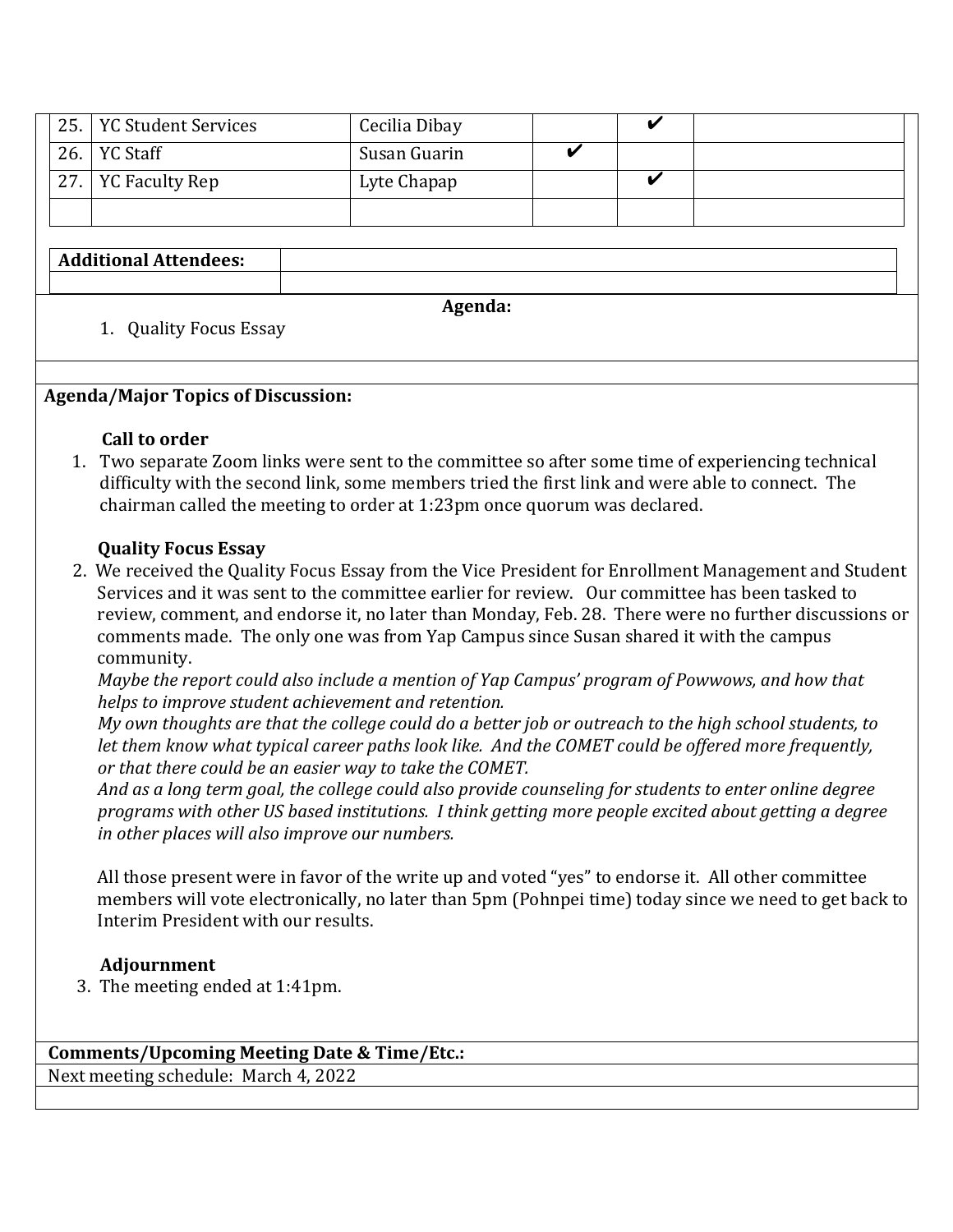| | | | | | |
|---|---|---|---|---|---|
| 25. | YC Student Services | Cecilia Dibay | | ✔ | |
| 26. | YC Staff | Susan Guarin | ✔ | | |
| 27. | YC Faculty Rep | Lyte Chapap | | ✔ | |
| | | | | | |

| **Additional Attendees:** | |
|---|---|
| | |

**Agenda:**

1. Quality Focus Essay

**Agenda/Major Topics of Discussion:**

**Call to order**

1. Two separate Zoom links were sent to the committee so after some time of experiencing technical difficulty with the second link, some members tried the first link and were able to connect. The chairman called the meeting to order at 1:23pm once quorum was declared.

**Quality Focus Essay**

2. We received the Quality Focus Essay from the Vice President for Enrollment Management and Student Services and it was sent to the committee earlier for review. Our committee has been tasked to review, comment, and endorse it, no later than Monday, Feb. 28. There were no further discussions or comments made. The only one was from Yap Campus since Susan shared it with the campus community.

   *Maybe the report could also include a mention of Yap Campus' program of Powwows, and how that helps to improve student achievement and retention.*

   *My own thoughts are that the college could do a better job or outreach to the high school students, to let them know what typical career paths look like. And the COMET could be offered more frequently, or that there could be an easier way to take the COMET.*

   *And as a long term goal, the college could also provide counseling for students to enter online degree programs with other US based institutions. I think getting more people excited about getting a degree in other places will also improve our numbers.*

   All those present were in favor of the write up and voted "yes" to endorse it. All other committee members will vote electronically, no later than 5pm (Pohnpei time) today since we need to get back to Interim President with our results.

**Adjournment**

3. The meeting ended at 1:41pm.

**Comments/Upcoming Meeting Date & Time/Etc.:**

Next meeting schedule: March 4, 2022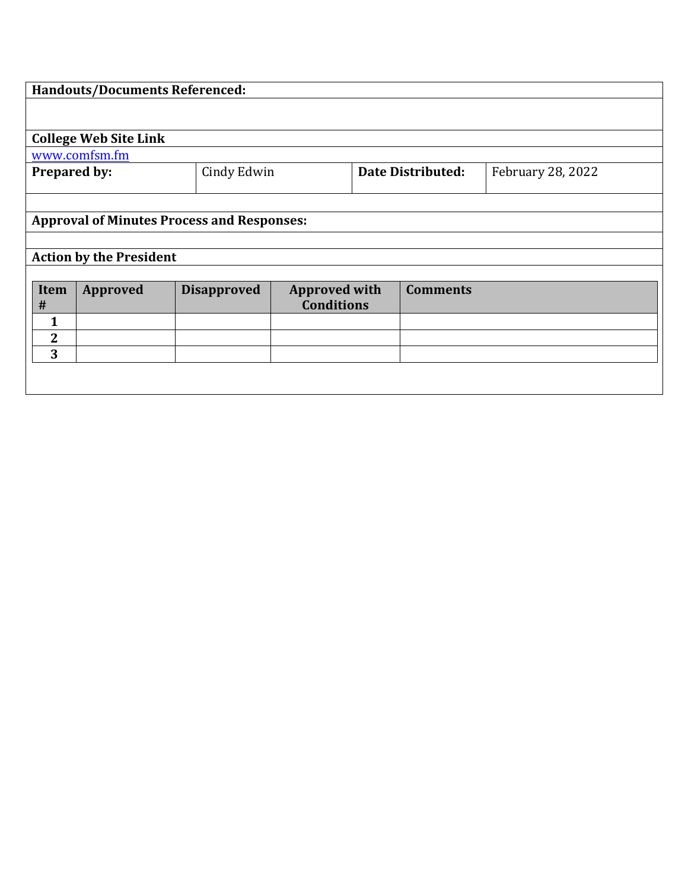**Handouts/Documents Referenced:**

**College Web Site Link**

[www.comfsm.fm](http://www.comfsm.fm)

| | | | |
|---|---|---|---|
| **Prepared by:** | Cindy Edwin | **Date Distributed:** | February 28, 2022 |

**Approval of Minutes Process and Responses:**

**Action by the President**

| Item # | Approved | Disapproved | Approved with Conditions | Comments |
|---|---|---|---|---|
| **1** | | | | |
| **2** | | | | |
| **3** | | | | |